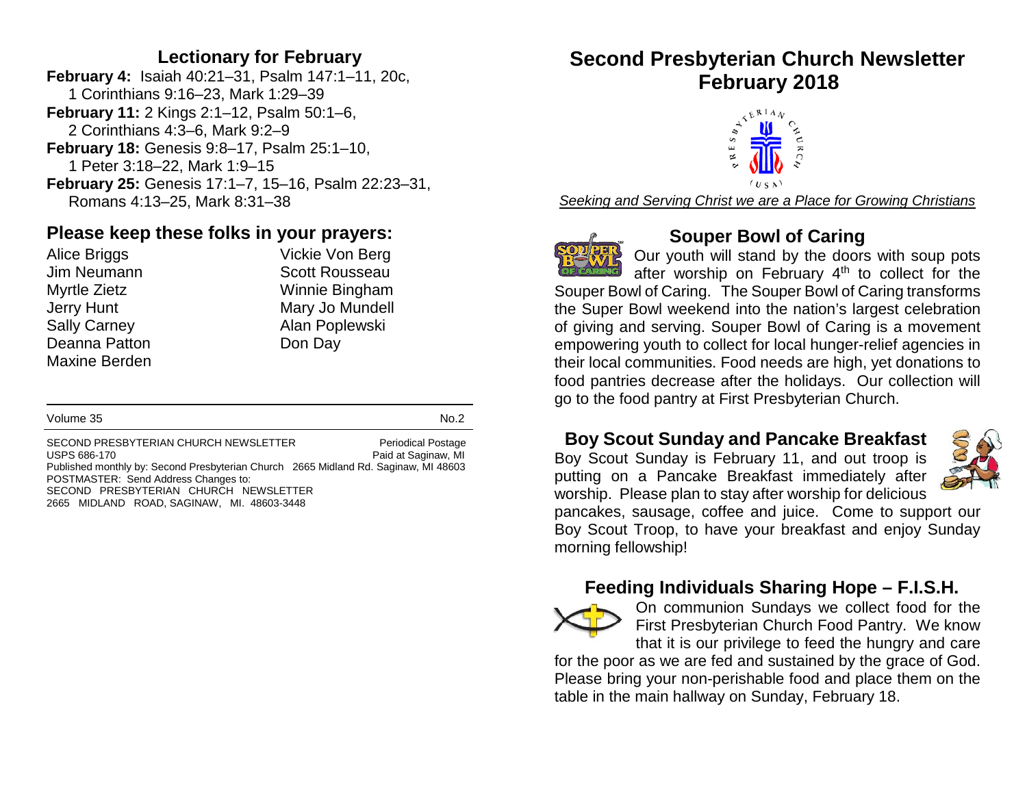## Lectionary for February

**February 4:** Isaiah 40:21–31, Psalm 147:1–11, 20c, 1 Corinthians 9:16–23, Mark 1:29–39
**February 11:** 2 Kings 2:1–12, Psalm 50:1–6, 2 Corinthians 4:3–6, Mark 9:2–9
**February 18:** Genesis 9:8–17, Psalm 25:1–10, 1 Peter 3:18–22, Mark 1:9–15
**February 25:** Genesis 17:1–7, 15–16, Psalm 22:23–31, Romans 4:13–25, Mark 8:31–38

## Please keep these folks in your prayers:

Alice Briggs
Jim Neumann
Myrtle Zietz
Jerry Hunt
Sally Carney
Deanna Patton
Maxine Berden
Vickie Von Berg
Scott Rousseau
Winnie Bingham
Mary Jo Mundell
Alan Poplewski
Don Day

Volume 35 No.2

SECOND PRESBYTERIAN CHURCH NEWSLETTER Periodical Postage
USPS 686-170 Paid at Saginaw, MI
Published monthly by: Second Presbyterian Church 2665 Midland Rd. Saginaw, MI 48603
POSTMASTER: Send Address Changes to:
SECOND PRESBYTERIAN CHURCH NEWSLETTER
2665 MIDLAND ROAD, SAGINAW, MI. 48603-3448

# Second Presbyterian Church Newsletter February 2018

*Seeking and Serving Christ we are a Place for Growing Christians*

## Souper Bowl of Caring

Our youth will stand by the doors with soup pots after worship on February 4th to collect for the Souper Bowl of Caring. The Souper Bowl of Caring transforms the Super Bowl weekend into the nation's largest celebration of giving and serving. Souper Bowl of Caring is a movement empowering youth to collect for local hunger-relief agencies in their local communities. Food needs are high, yet donations to food pantries decrease after the holidays. Our collection will go to the food pantry at First Presbyterian Church.

## Boy Scout Sunday and Pancake Breakfast

Boy Scout Sunday is February 11, and out troop is putting on a Pancake Breakfast immediately after worship. Please plan to stay after worship for delicious pancakes, sausage, coffee and juice. Come to support our Boy Scout Troop, to have your breakfast and enjoy Sunday morning fellowship!

## Feeding Individuals Sharing Hope – F.I.S.H.

On communion Sundays we collect food for the First Presbyterian Church Food Pantry. We know that it is our privilege to feed the hungry and care for the poor as we are fed and sustained by the grace of God. Please bring your non-perishable food and place them on the table in the main hallway on Sunday, February 18.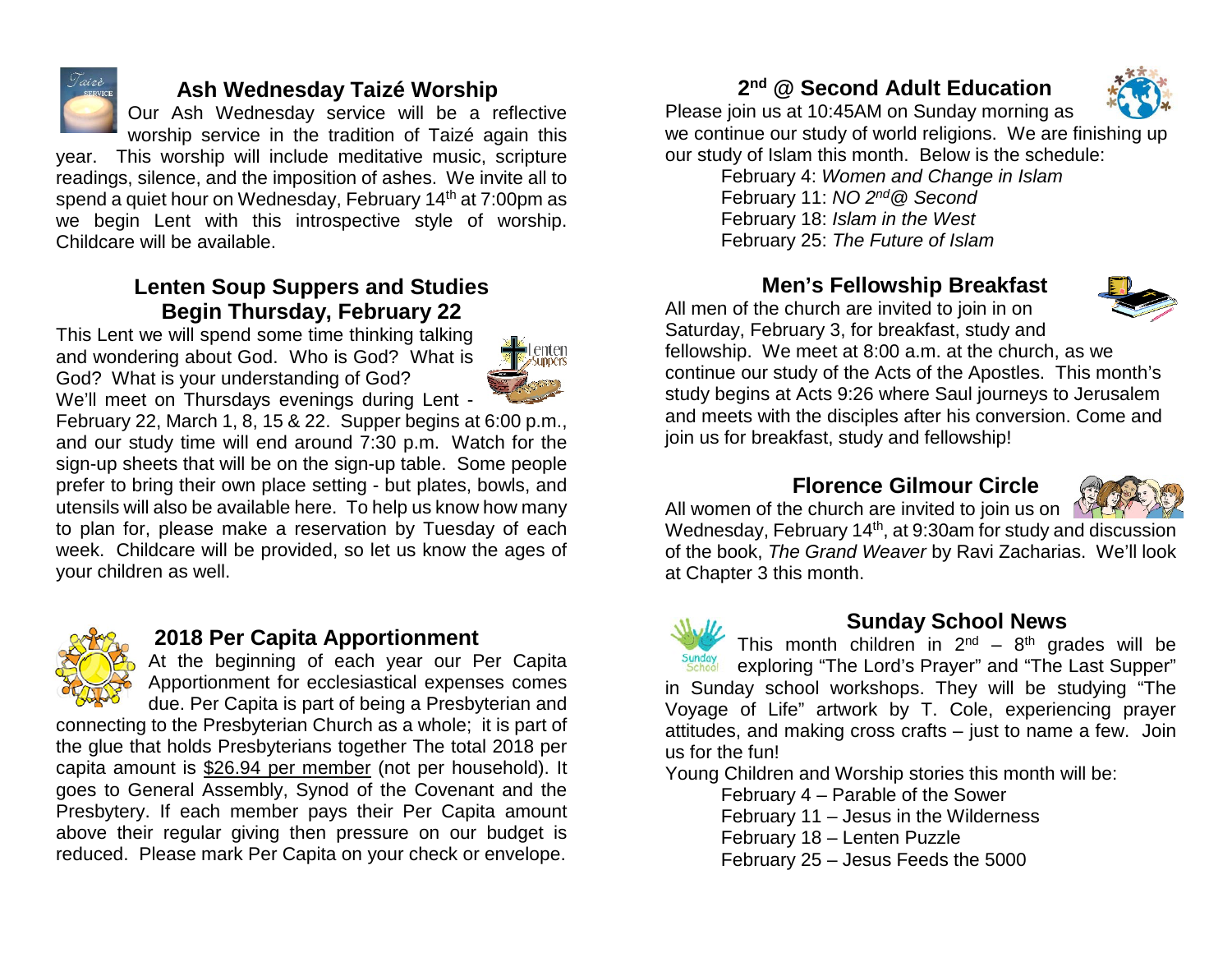## Ash Wednesday Taizé Worship

Our Ash Wednesday service will be a reflective worship service in the tradition of Taizé again this year. This worship will include meditative music, scripture readings, silence, and the imposition of ashes. We invite all to spend a quiet hour on Wednesday, February 14th at 7:00pm as we begin Lent with this introspective style of worship. Childcare will be available.

## Lenten Soup Suppers and Studies Begin Thursday, February 22

This Lent we will spend some time thinking talking and wondering about God. Who is God? What is God? What is your understanding of God? We'll meet on Thursdays evenings during Lent - February 22, March 1, 8, 15 & 22. Supper begins at 6:00 p.m., and our study time will end around 7:30 p.m. Watch for the sign-up sheets that will be on the sign-up table. Some people prefer to bring their own place setting - but plates, bowls, and utensils will also be available here. To help us know how many to plan for, please make a reservation by Tuesday of each week. Childcare will be provided, so let us know the ages of your children as well.

## 2018 Per Capita Apportionment

At the beginning of each year our Per Capita Apportionment for ecclesiastical expenses comes due. Per Capita is part of being a Presbyterian and connecting to the Presbyterian Church as a whole; it is part of the glue that holds Presbyterians together The total 2018 per capita amount is $26.94 per member (not per household). It goes to General Assembly, Synod of the Covenant and the Presbytery. If each member pays their Per Capita amount above their regular giving then pressure on our budget is reduced. Please mark Per Capita on your check or envelope.

## 2nd @ Second Adult Education

Please join us at 10:45AM on Sunday morning as we continue our study of world religions. We are finishing up our study of Islam this month. Below is the schedule:

February 4: *Women and Change in Islam*
February 11: *NO 2nd@ Second*
February 18: *Islam in the West*
February 25: *The Future of Islam*

## Men's Fellowship Breakfast

All men of the church are invited to join in on Saturday, February 3, for breakfast, study and fellowship. We meet at 8:00 a.m. at the church, as we continue our study of the Acts of the Apostles. This month's study begins at Acts 9:26 where Saul journeys to Jerusalem and meets with the disciples after his conversion. Come and join us for breakfast, study and fellowship!

## Florence Gilmour Circle

All women of the church are invited to join us on Wednesday, February 14th, at 9:30am for study and discussion of the book, *The Grand Weaver* by Ravi Zacharias. We'll look at Chapter 3 this month.

## Sunday School News

This month children in 2nd – 8th grades will be exploring "The Lord's Prayer" and "The Last Supper" in Sunday school workshops. They will be studying "The Voyage of Life" artwork by T. Cole, experiencing prayer attitudes, and making cross crafts – just to name a few. Join us for the fun!

Young Children and Worship stories this month will be:

February 4 – Parable of the Sower
February 11 – Jesus in the Wilderness
February 18 – Lenten Puzzle
February 25 – Jesus Feeds the 5000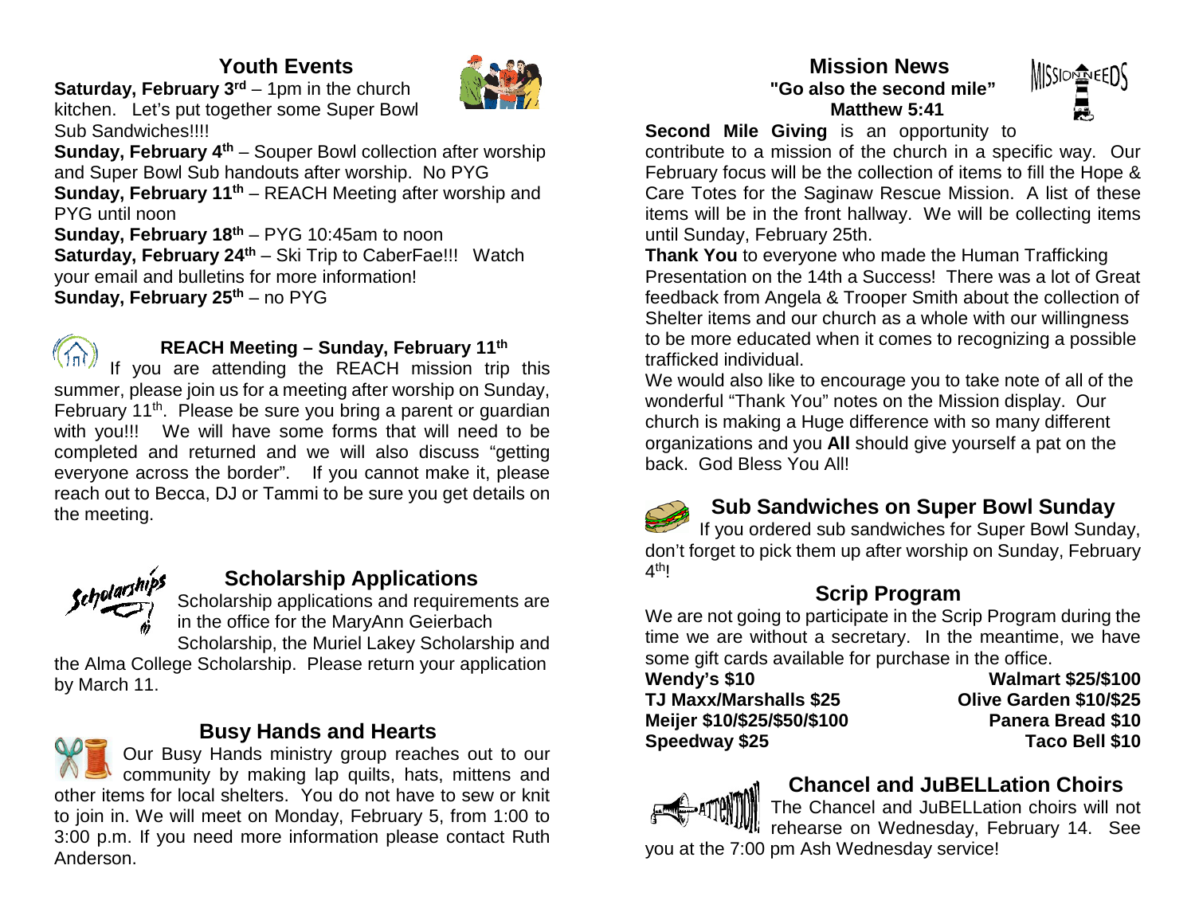## Youth Events

**Saturday, February 3rd** – 1pm in the church kitchen. Let's put together some Super Bowl Sub Sandwiches!!!!

**Sunday, February 4th** – Souper Bowl collection after worship and Super Bowl Sub handouts after worship. No PYG

**Sunday, February 11th** – REACH Meeting after worship and PYG until noon

**Sunday, February 18th** – PYG 10:45am to noon

**Saturday, February 24th** – Ski Trip to CaberFae!!! Watch your email and bulletins for more information!

**Sunday, February 25th** – no PYG

### REACH Meeting – Sunday, February 11th

If you are attending the REACH mission trip this summer, please join us for a meeting after worship on Sunday, February 11th. Please be sure you bring a parent or guardian with you!!! We will have some forms that will need to be completed and returned and we will also discuss "getting everyone across the border". If you cannot make it, please reach out to Becca, DJ or Tammi to be sure you get details on the meeting.

## Scholarship Applications

Scholarship applications and requirements are in the office for the MaryAnn Geierbach Scholarship, the Muriel Lakey Scholarship and the Alma College Scholarship. Please return your application by March 11.

## Busy Hands and Hearts

Our Busy Hands ministry group reaches out to our community by making lap quilts, hats, mittens and other items for local shelters. You do not have to sew or knit to join in. We will meet on Monday, February 5, from 1:00 to 3:00 p.m. If you need more information please contact Ruth Anderson.

## Mission News

**"Go also the second mile"**
**Matthew 5:41**

**Second Mile Giving** is an opportunity to contribute to a mission of the church in a specific way. Our February focus will be the collection of items to fill the Hope & Care Totes for the Saginaw Rescue Mission. A list of these items will be in the front hallway. We will be collecting items until Sunday, February 25th.

**Thank You** to everyone who made the Human Trafficking Presentation on the 14th a Success! There was a lot of Great feedback from Angela & Trooper Smith about the collection of Shelter items and our church as a whole with our willingness to be more educated when it comes to recognizing a possible trafficked individual.

We would also like to encourage you to take note of all of the wonderful "Thank You" notes on the Mission display. Our church is making a Huge difference with so many different organizations and you **All** should give yourself a pat on the back. God Bless You All!

## Sub Sandwiches on Super Bowl Sunday

If you ordered sub sandwiches for Super Bowl Sunday, don't forget to pick them up after worship on Sunday, February 4th!

## Scrip Program

We are not going to participate in the Scrip Program during the time we are without a secretary. In the meantime, we have some gift cards available for purchase in the office.

| | |
|---|---|
| **Wendy's $10** | **Walmart $25/$100** |
| **TJ Maxx/Marshalls $25** | **Olive Garden $10/$25** |
| **Meijer $10/$25/$50/$100** | **Panera Bread $10** |
| **Speedway $25** | **Taco Bell $10** |

## Chancel and JuBELLation Choirs

The Chancel and JuBELLation choirs will not rehearse on Wednesday, February 14. See you at the 7:00 pm Ash Wednesday service!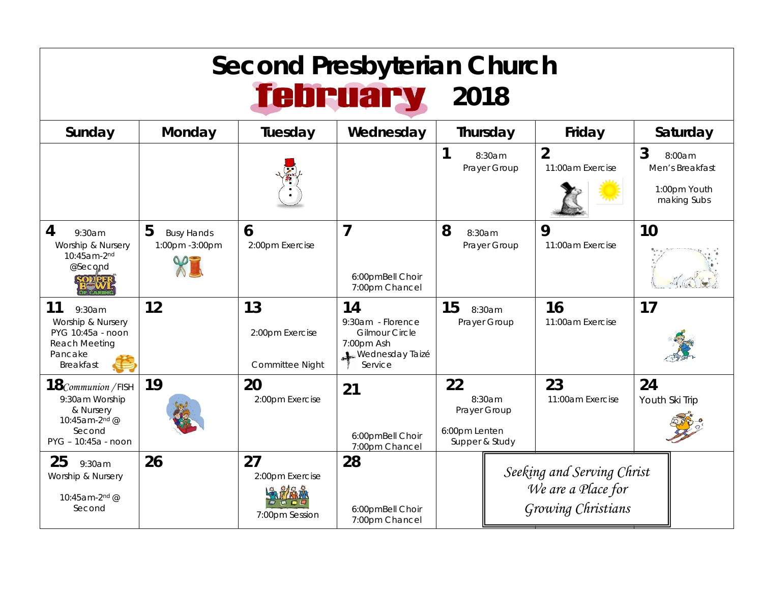# Second Presbyterian Church

## february 2018

| Sunday | Monday | Tuesday | Wednesday | Thursday | Friday | Saturday |
|---|---|---|---|---|---|---|
| | | | | 1 8:30am Prayer Group | 2 11:00am Exercise | 3 8:00am Men's Breakfast 1:00pm Youth making Subs |
| 4 9:30am Worship & Nursery 10:45am-2nd @Second | 5 Busy Hands 1:00pm -3:00pm | 6 2:00pm Exercise | 7 6:00pmBell Choir 7:00pm Chancel | 8 8:30am Prayer Group | 9 11:00am Exercise | 10 |
| 11 9:30am Worship & Nursery PYG 10:45a - noon Reach Meeting Pancake Breakfast | 12 | 13 2:00pm Exercise Committee Night | 14 9:30am - Florence Gilmour Circle 7:00pm Ash Wednesday Taizé Service | 15 8:30am Prayer Group | 16 11:00am Exercise | 17 |
| 18 *Communion / FISH* 9:30am Worship & Nursery 10:45am-2nd @ Second PYG – 10:45a - noon | 19 | 20 2:00pm Exercise | 21 6:00pmBell Choir 7:00pm Chancel | 22 8:30am Prayer Group 6:00pm Lenten Supper & Study | 23 11:00am Exercise | 24 Youth Ski Trip |
| 25 9:30am Worship & Nursery 10:45am-2nd @ Second | 26 | 27 2:00pm Exercise 7:00pm Session | 28 6:00pmBell Choir 7:00pm Chancel | | | |

*Seeking and Serving Christ*
*We are a Place for*
*Growing Christians*